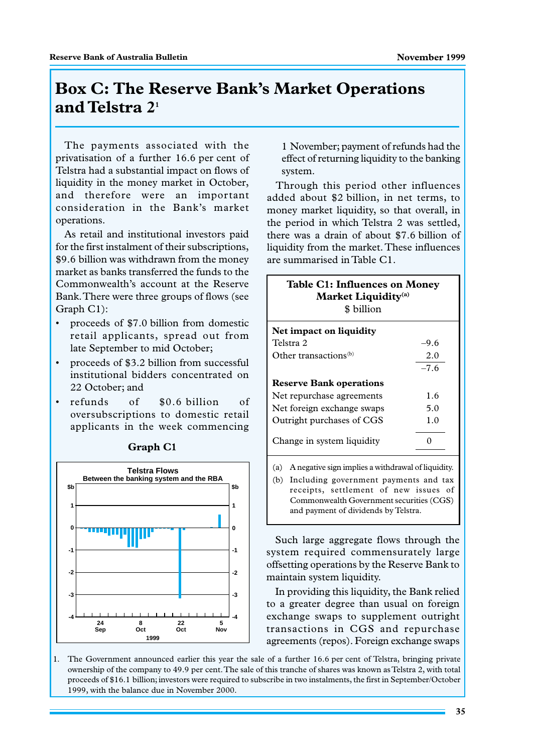# Box C: The Reserve Bank's Market Operations and Telstra 2[1]

The payments associated with the privatisation of a further 16.6 per cent of Telstra had a substantial impact on flows of liquidity in the money market in October, and therefore were an important consideration in the Bank's market operations.

As retail and institutional investors paid for the first instalment of their subscriptions, $9.6 billion was withdrawn from the money market as banks transferred the funds to the Commonwealth's account at the Reserve Bank. There were three groups of flows (see Graph C1):

- proceeds of $7.0 billion from domestic retail applicants, spread out from late September to mid October;
- proceeds of $3.2 billion from successful institutional bidders concentrated on 22 October; and
- refunds of $0.6 billion of oversubscriptions to domestic retail applicants in the week commencing 1 November; payment of refunds had the effect of returning liquidity to the banking system.

**Graph C1**

Through this period other influences added about $2 billion, in net terms, to money market liquidity, so that overall, in the period in which Telstra 2 was settled, there was a drain of about $7.6 billion of liquidity from the market. These influences are summarised in Table C1.

**Table C1: Influences on Money Market Liquidity[(a)]**
$ billion

| | |
|---|---|
| **Net impact on liquidity** | |
| Telstra 2 | –9.6 |
| Other transactions[(b)] | 2.0 |
| | –7.6 |
| **Reserve Bank operations** | |
| Net repurchase agreements | 1.6 |
| Net foreign exchange swaps | 5.0 |
| Outright purchases of CGS | 1.0 |
| Change in system liquidity | 0 |

(a) A negative sign implies a withdrawal of liquidity.
(b) Including government payments and tax receipts, settlement of new issues of Commonwealth Government securities (CGS) and payment of dividends by Telstra.

Such large aggregate flows through the system required commensurately large offsetting operations by the Reserve Bank to maintain system liquidity.

In providing this liquidity, the Bank relied to a greater degree than usual on foreign exchange swaps to supplement outright transactions in CGS and repurchase agreements (repos). Foreign exchange swaps

1. The Government announced earlier this year the sale of a further 16.6 per cent of Telstra, bringing private ownership of the company to 49.9 per cent. The sale of this tranche of shares was known as Telstra 2, with total proceeds of $16.1 billion; investors were required to subscribe in two instalments, the first in September/October 1999, with the balance due in November 2000.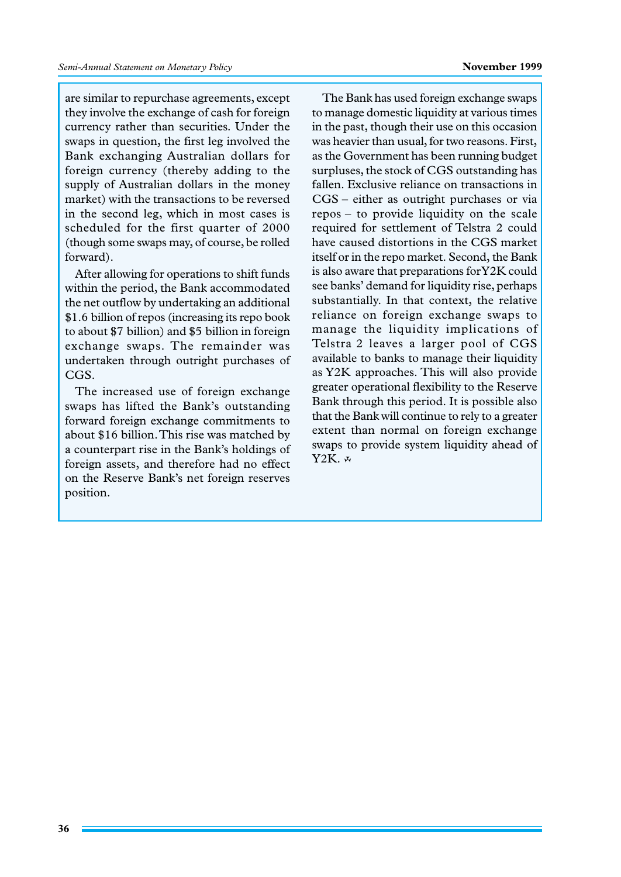are similar to repurchase agreements, except they involve the exchange of cash for foreign currency rather than securities. Under the swaps in question, the first leg involved the Bank exchanging Australian dollars for foreign currency (thereby adding to the supply of Australian dollars in the money market) with the transactions to be reversed in the second leg, which in most cases is scheduled for the first quarter of 2000 (though some swaps may, of course, be rolled forward).

After allowing for operations to shift funds within the period, the Bank accommodated the net outflow by undertaking an additional $1.6 billion of repos (increasing its repo book to about $7 billion) and $5 billion in foreign exchange swaps. The remainder was undertaken through outright purchases of CGS.

The increased use of foreign exchange swaps has lifted the Bank's outstanding forward foreign exchange commitments to about $16 billion. This rise was matched by a counterpart rise in the Bank's holdings of foreign assets, and therefore had no effect on the Reserve Bank's net foreign reserves position.

The Bank has used foreign exchange swaps to manage domestic liquidity at various times in the past, though their use on this occasion was heavier than usual, for two reasons. First, as the Government has been running budget surpluses, the stock of CGS outstanding has fallen. Exclusive reliance on transactions in CGS – either as outright purchases or via repos – to provide liquidity on the scale required for settlement of Telstra 2 could have caused distortions in the CGS market itself or in the repo market. Second, the Bank is also aware that preparations for Y2K could see banks' demand for liquidity rise, perhaps substantially. In that context, the relative reliance on foreign exchange swaps to manage the liquidity implications of Telstra 2 leaves a larger pool of CGS available to banks to manage their liquidity as Y2K approaches. This will also provide greater operational flexibility to the Reserve Bank through this period. It is possible also that the Bank will continue to rely to a greater extent than normal on foreign exchange swaps to provide system liquidity ahead of Y2K.